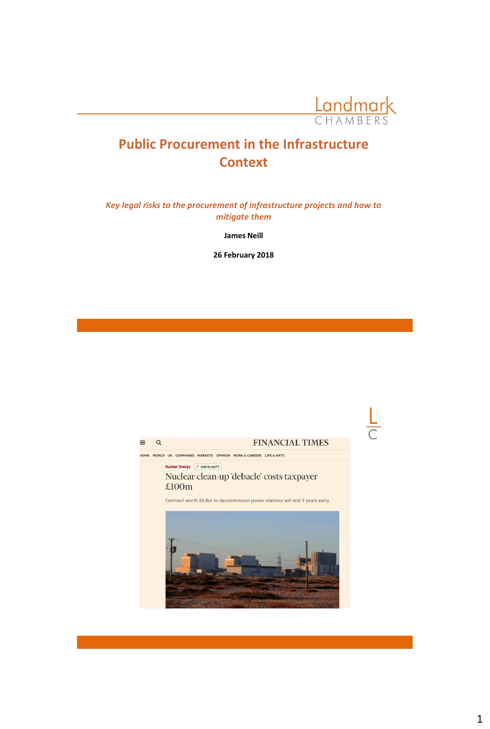Landmark CHAMBERS

# Public Procurement in the Infrastructure Context

*Key legal risks to the procurement of infrastructure projects and how to mitigate them*

**James Neill**

**26 February 2018**

FINANCIAL TIMES

HOME WORLD UK COMPANIES MARKETS OPINION WORK & CAREERS LIFE & ARTS

Nuclear Energy

Nuclear clean-up 'debacle' costs taxpayer £100m

Contract worth £6.1bn to decommission power stations will end 9 years early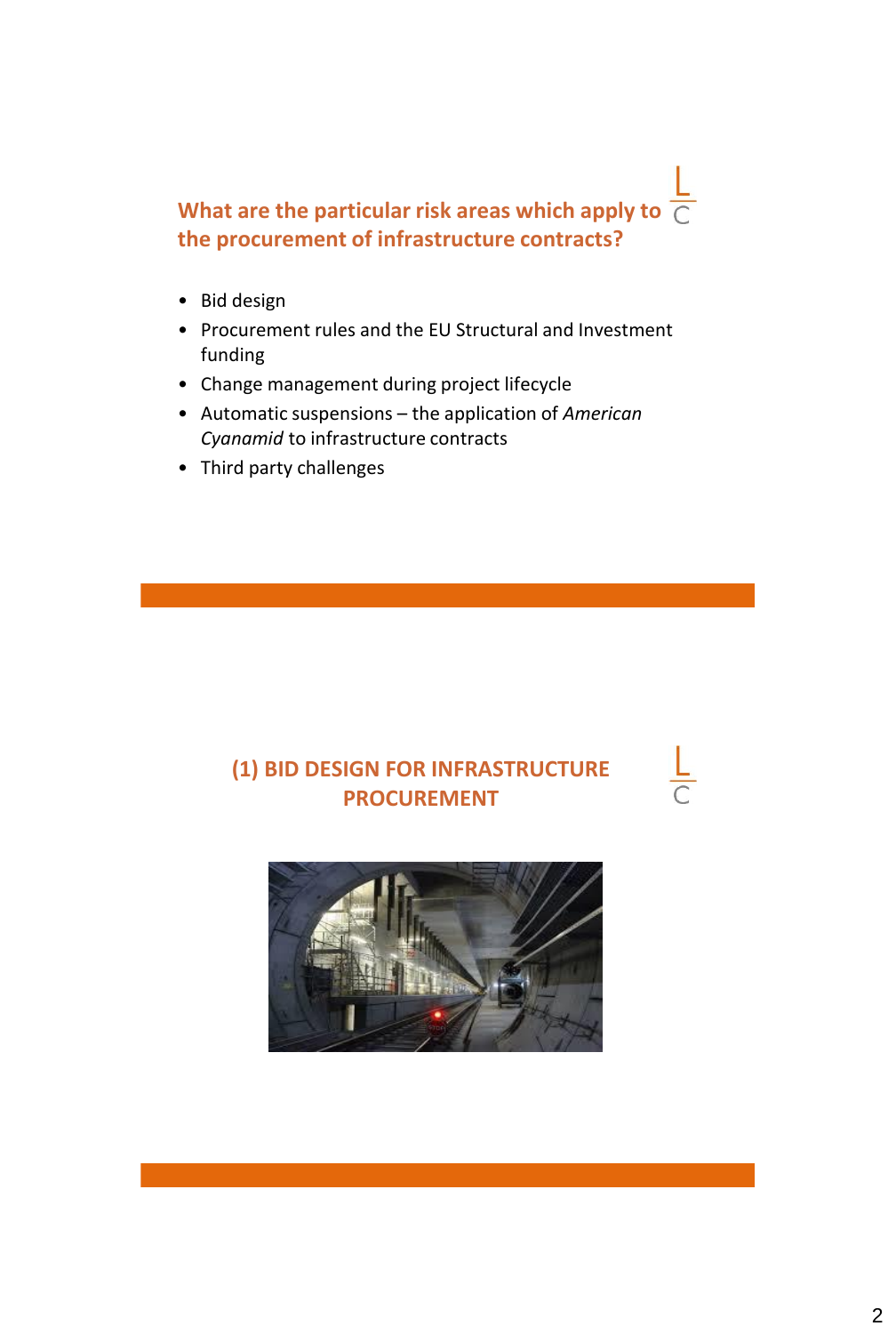## What are the particular risk areas which apply to the procurement of infrastructure contracts?

- Bid design
- Procurement rules and the EU Structural and Investment funding
- Change management during project lifecycle
- Automatic suspensions – the application of *American Cyanamid* to infrastructure contracts
- Third party challenges

## (1) BID DESIGN FOR INFRASTRUCTURE PROCUREMENT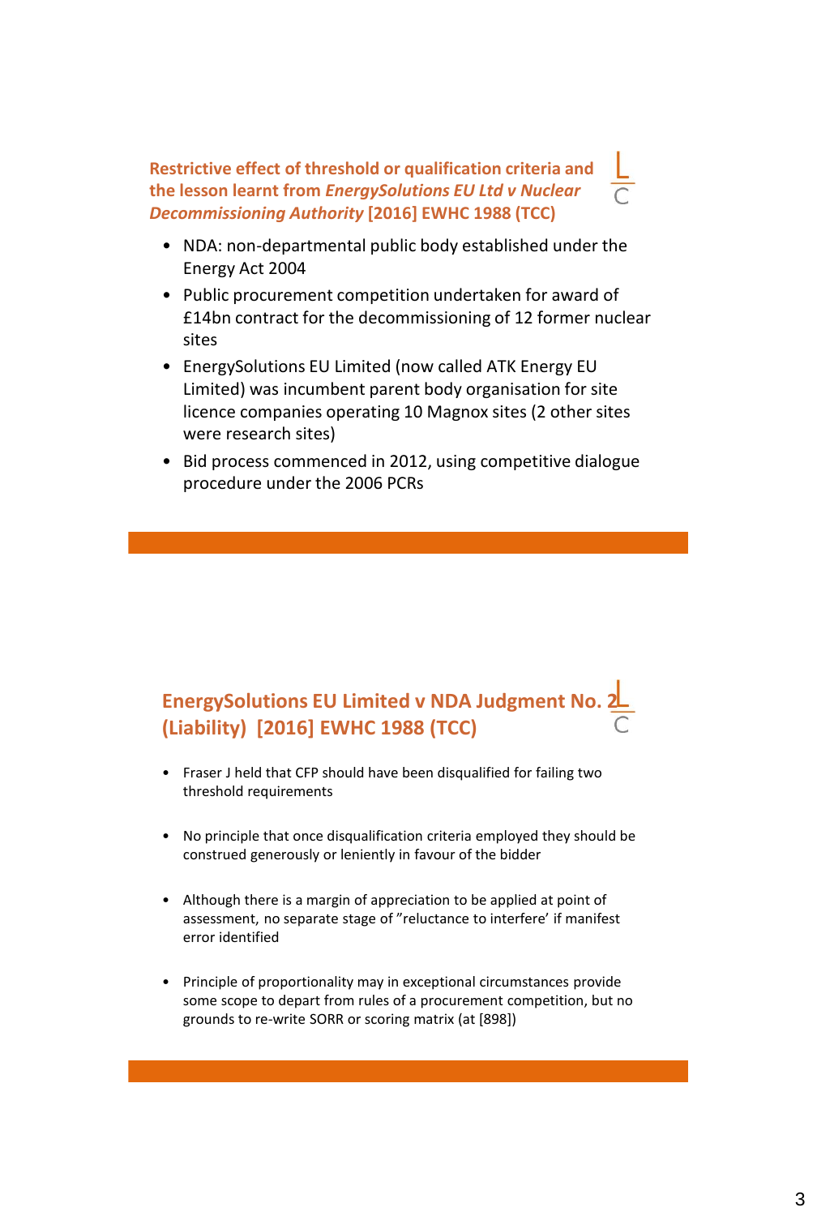## Restrictive effect of threshold or qualification criteria and the lesson learnt from *EnergySolutions EU Ltd v Nuclear Decommissioning Authority* [2016] EWHC 1988 (TCC)

- NDA: non-departmental public body established under the Energy Act 2004
- Public procurement competition undertaken for award of £14bn contract for the decommissioning of 12 former nuclear sites
- EnergySolutions EU Limited (now called ATK Energy EU Limited) was incumbent parent body organisation for site licence companies operating 10 Magnox sites (2 other sites were research sites)
- Bid process commenced in 2012, using competitive dialogue procedure under the 2006 PCRs

## EnergySolutions EU Limited v NDA Judgment No. 2 (Liability) [2016] EWHC 1988 (TCC)

- Fraser J held that CFP should have been disqualified for failing two threshold requirements
- No principle that once disqualification criteria employed they should be construed generously or leniently in favour of the bidder
- Although there is a margin of appreciation to be applied at point of assessment, no separate stage of "reluctance to interfere' if manifest error identified
- Principle of proportionality may in exceptional circumstances provide some scope to depart from rules of a procurement competition, but no grounds to re-write SORR or scoring matrix (at [898])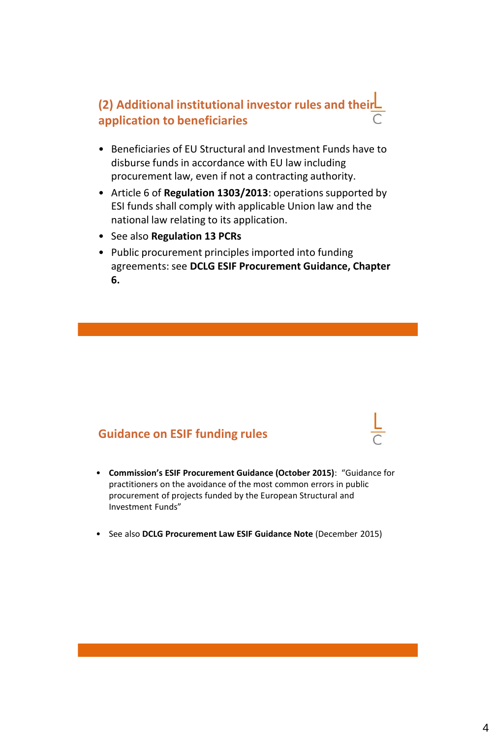## (2) Additional institutional investor rules and their application to beneficiaries

- Beneficiaries of EU Structural and Investment Funds have to disburse funds in accordance with EU law including procurement law, even if not a contracting authority.
- Article 6 of **Regulation 1303/2013**: operations supported by ESI funds shall comply with applicable Union law and the national law relating to its application.
- See also **Regulation 13 PCRs**
- Public procurement principles imported into funding agreements: see **DCLG ESIF Procurement Guidance, Chapter 6.**

## Guidance on ESIF funding rules

- **Commission's ESIF Procurement Guidance (October 2015)**: "Guidance for practitioners on the avoidance of the most common errors in public procurement of projects funded by the European Structural and Investment Funds"
- See also **DCLG Procurement Law ESIF Guidance Note** (December 2015)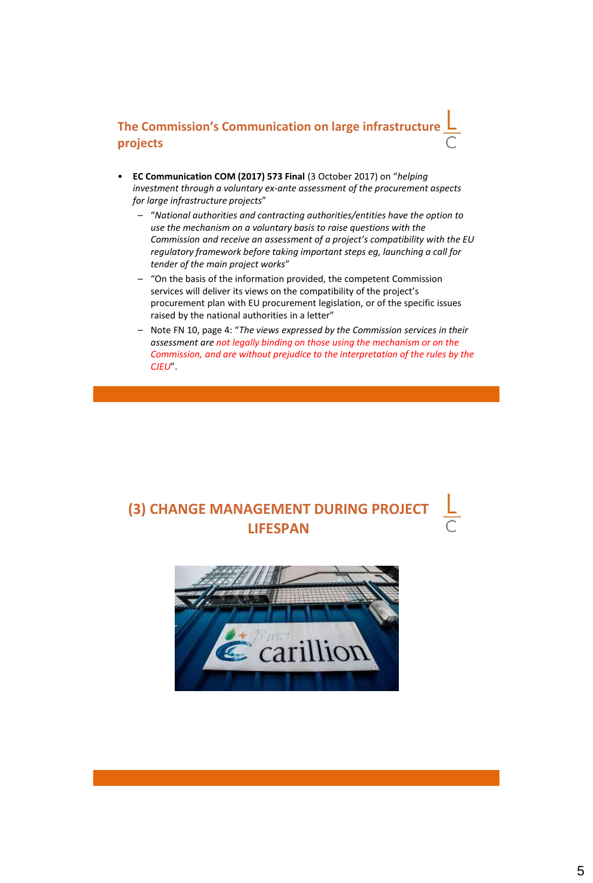## The Commission's Communication on large infrastructure projects

- **EC Communication COM (2017) 573 Final** (3 October 2017) on "*helping investment through a voluntary ex-ante assessment of the procurement aspects for large infrastructure projects*"
  - "*National authorities and contracting authorities/entities have the option to use the mechanism on a voluntary basis to raise questions with the Commission and receive an assessment of a project's compatibility with the EU regulatory framework before taking important steps eg, launching a call for tender of the main project works*"
  - "On the basis of the information provided, the competent Commission services will deliver its views on the compatibility of the project's procurement plan with EU procurement legislation, or of the specific issues raised by the national authorities in a letter"
  - Note FN 10, page 4: "*The views expressed by the Commission services in their assessment are not legally binding on those using the mechanism or on the Commission, and are without prejudice to the interpretation of the rules by the CJEU*".

## (3) CHANGE MANAGEMENT DURING PROJECT LIFESPAN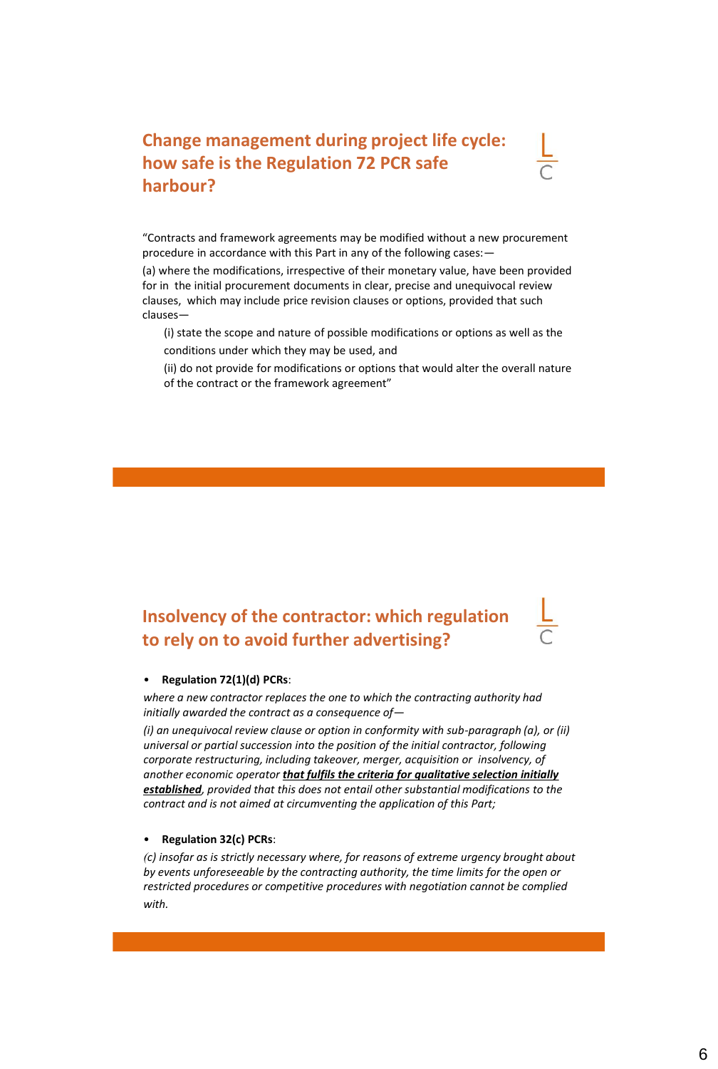## Change management during project life cycle: how safe is the Regulation 72 PCR safe harbour?

"Contracts and framework agreements may be modified without a new procurement procedure in accordance with this Part in any of the following cases:—

(a) where the modifications, irrespective of their monetary value, have been provided for in the initial procurement documents in clear, precise and unequivocal review clauses, which may include price revision clauses or options, provided that such clauses—

> (i) state the scope and nature of possible modifications or options as well as the conditions under which they may be used, and
>
> (ii) do not provide for modifications or options that would alter the overall nature of the contract or the framework agreement"

## Insolvency of the contractor: which regulation to rely on to avoid further advertising?

- **Regulation 72(1)(d) PCRs**:

*where a new contractor replaces the one to which the contracting authority had initially awarded the contract as a consequence of—*

*(i) an unequivocal review clause or option in conformity with sub-paragraph (a), or (ii) universal or partial succession into the position of the initial contractor, following corporate restructuring, including takeover, merger, acquisition or insolvency, of another economic operator* ***<u>that fulfils the criteria for qualitative selection initially established</u>****, provided that this does not entail other substantial modifications to the contract and is not aimed at circumventing the application of this Part;*

- **Regulation 32(c) PCRs**:

*(c) insofar as is strictly necessary where, for reasons of extreme urgency brought about by events unforeseeable by the contracting authority, the time limits for the open or restricted procedures or competitive procedures with negotiation cannot be complied with.*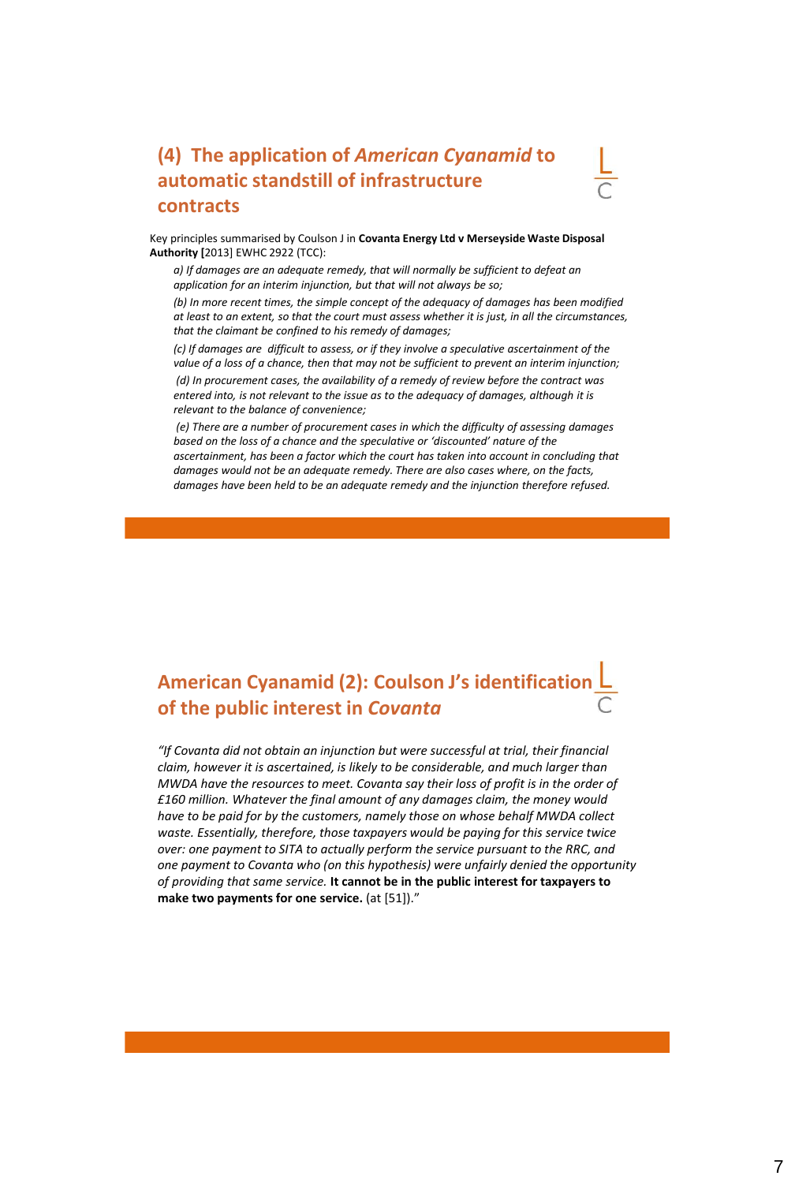## (4) The application of *American Cyanamid* to automatic standstill of infrastructure contracts

Key principles summarised by Coulson J in **Covanta Energy Ltd v Merseyside Waste Disposal Authority [**2013] EWHC 2922 (TCC):

*a) If damages are an adequate remedy, that will normally be sufficient to defeat an application for an interim injunction, but that will not always be so;*

*(b) In more recent times, the simple concept of the adequacy of damages has been modified at least to an extent, so that the court must assess whether it is just, in all the circumstances, that the claimant be confined to his remedy of damages;*

*(c) If damages are difficult to assess, or if they involve a speculative ascertainment of the value of a loss of a chance, then that may not be sufficient to prevent an interim injunction;*

*(d) In procurement cases, the availability of a remedy of review before the contract was entered into, is not relevant to the issue as to the adequacy of damages, although it is relevant to the balance of convenience;*

*(e) There are a number of procurement cases in which the difficulty of assessing damages based on the loss of a chance and the speculative or 'discounted' nature of the ascertainment, has been a factor which the court has taken into account in concluding that damages would not be an adequate remedy. There are also cases where, on the facts, damages have been held to be an adequate remedy and the injunction therefore refused.*

## American Cyanamid (2): Coulson J's identification of the public interest in *Covanta*

*"If Covanta did not obtain an injunction but were successful at trial, their financial claim, however it is ascertained, is likely to be considerable, and much larger than MWDA have the resources to meet. Covanta say their loss of profit is in the order of £160 million. Whatever the final amount of any damages claim, the money would have to be paid for by the customers, namely those on whose behalf MWDA collect waste. Essentially, therefore, those taxpayers would be paying for this service twice over: one payment to SITA to actually perform the service pursuant to the RRC, and one payment to Covanta who (on this hypothesis) were unfairly denied the opportunity of providing that same service.* **It cannot be in the public interest for taxpayers to make two payments for one service.** (at [51])."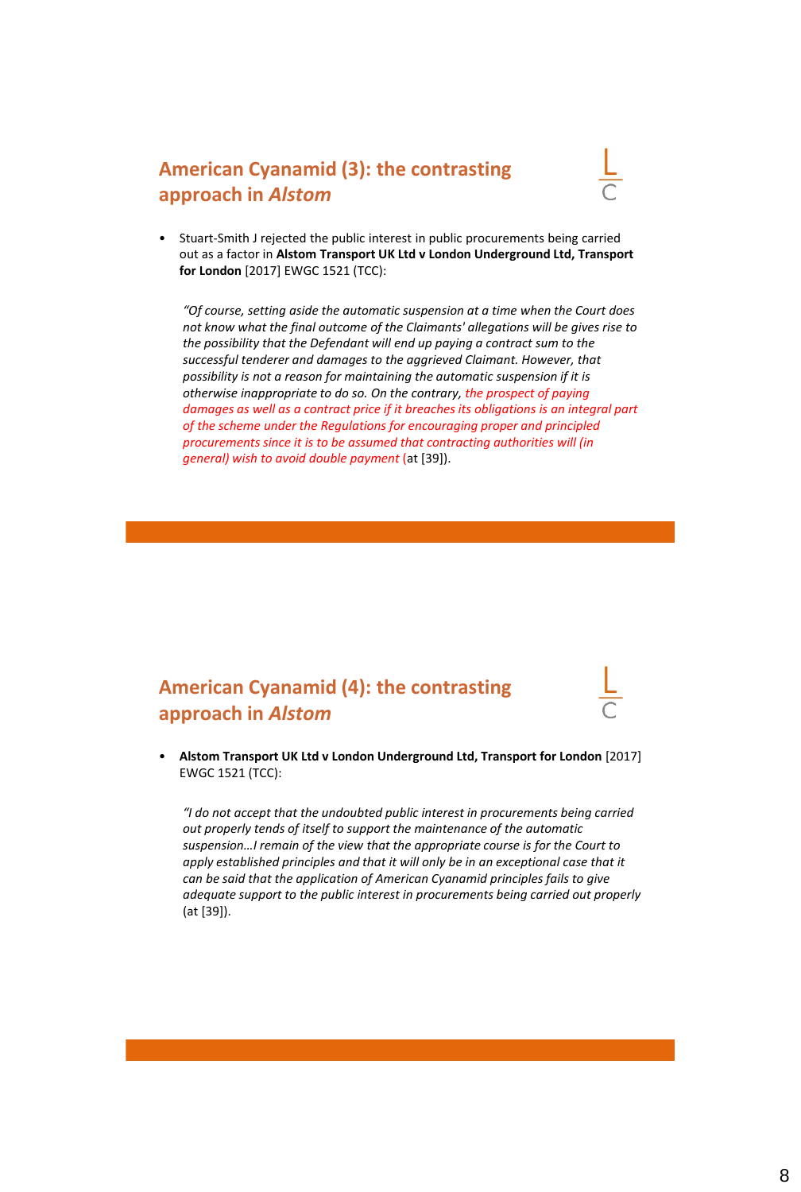## American Cyanamid (3): the contrasting approach in *Alstom*

- Stuart-Smith J rejected the public interest in public procurements being carried out as a factor in **Alstom Transport UK Ltd v London Underground Ltd, Transport for London** [2017] EWGC 1521 (TCC):

> *"Of course, setting aside the automatic suspension at a time when the Court does not know what the final outcome of the Claimants' allegations will be gives rise to the possibility that the Defendant will end up paying a contract sum to the successful tenderer and damages to the aggrieved Claimant. However, that possibility is not a reason for maintaining the automatic suspension if it is otherwise inappropriate to do so. On the contrary, the prospect of paying damages as well as a contract price if it breaches its obligations is an integral part of the scheme under the Regulations for encouraging proper and principled procurements since it is to be assumed that contracting authorities will (in general) wish to avoid double payment* (at [39]).

## American Cyanamid (4): the contrasting approach in *Alstom*

- **Alstom Transport UK Ltd v London Underground Ltd, Transport for London** [2017] EWGC 1521 (TCC):

> *"I do not accept that the undoubted public interest in procurements being carried out properly tends of itself to support the maintenance of the automatic suspension…I remain of the view that the appropriate course is for the Court to apply established principles and that it will only be in an exceptional case that it can be said that the application of American Cyanamid principles fails to give adequate support to the public interest in procurements being carried out properly* (at [39]).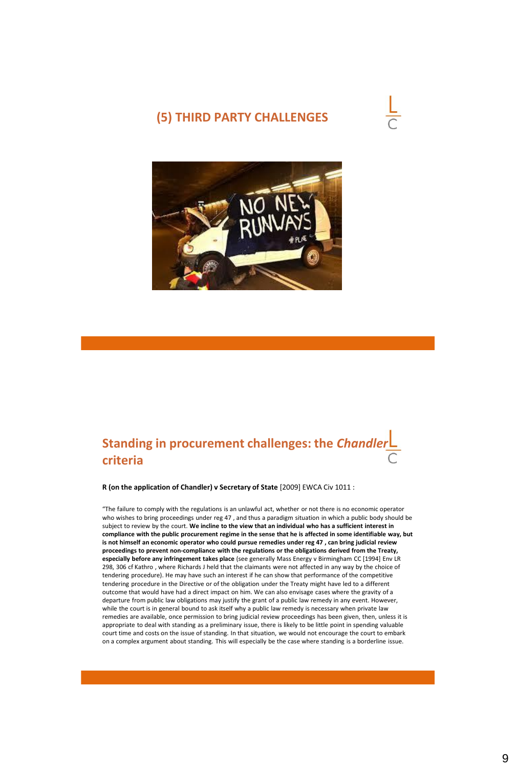## (5) THIRD PARTY CHALLENGES

## Standing in procurement challenges: the *Chandler* criteria

**R (on the application of Chandler) v Secretary of State** [2009] EWCA Civ 1011 :

"The failure to comply with the regulations is an unlawful act, whether or not there is no economic operator who wishes to bring proceedings under reg 47 , and thus a paradigm situation in which a public body should be subject to review by the court. **We incline to the view that an individual who has a sufficient interest in compliance with the public procurement regime in the sense that he is affected in some identifiable way, but is not himself an economic operator who could pursue remedies under reg 47 , can bring judicial review proceedings to prevent non-compliance with the regulations or the obligations derived from the Treaty, especially before any infringement takes place** (see generally Mass Energy v Birmingham CC [1994] Env LR 298, 306 cf Kathro , where Richards J held that the claimants were not affected in any way by the choice of tendering procedure). He may have such an interest if he can show that performance of the competitive tendering procedure in the Directive or of the obligation under the Treaty might have led to a different outcome that would have had a direct impact on him. We can also envisage cases where the gravity of a departure from public law obligations may justify the grant of a public law remedy in any event. However, while the court is in general bound to ask itself why a public law remedy is necessary when private law remedies are available, once permission to bring judicial review proceedings has been given, then, unless it is appropriate to deal with standing as a preliminary issue, there is likely to be little point in spending valuable court time and costs on the issue of standing. In that situation, we would not encourage the court to embark on a complex argument about standing. This will especially be the case where standing is a borderline issue.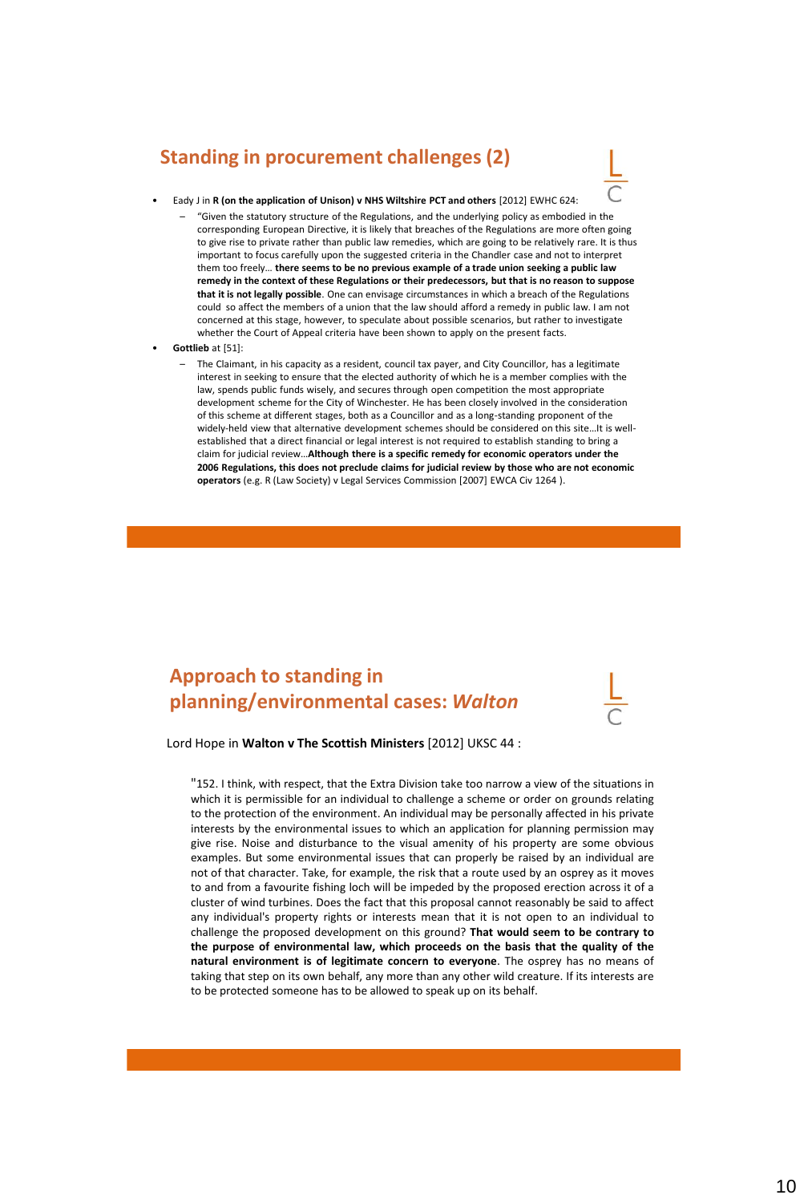## Standing in procurement challenges (2)

- Eady J in **R (on the application of Unison) v NHS Wiltshire PCT and others** [2012] EWHC 624:
  - "Given the statutory structure of the Regulations, and the underlying policy as embodied in the corresponding European Directive, it is likely that breaches of the Regulations are more often going to give rise to private rather than public law remedies, which are going to be relatively rare. It is thus important to focus carefully upon the suggested criteria in the Chandler case and not to interpret them too freely… **there seems to be no previous example of a trade union seeking a public law remedy in the context of these Regulations or their predecessors, but that is no reason to suppose that it is not legally possible**. One can envisage circumstances in which a breach of the Regulations could so affect the members of a union that the law should afford a remedy in public law. I am not concerned at this stage, however, to speculate about possible scenarios, but rather to investigate whether the Court of Appeal criteria have been shown to apply on the present facts.
- **Gottlieb** at [51]:
  - The Claimant, in his capacity as a resident, council tax payer, and City Councillor, has a legitimate interest in seeking to ensure that the elected authority of which he is a member complies with the law, spends public funds wisely, and secures through open competition the most appropriate development scheme for the City of Winchester. He has been closely involved in the consideration of this scheme at different stages, both as a Councillor and as a long-standing proponent of the widely-held view that alternative development schemes should be considered on this site…It is well-established that a direct financial or legal interest is not required to establish standing to bring a claim for judicial review…**Although there is a specific remedy for economic operators under the 2006 Regulations, this does not preclude claims for judicial review by those who are not economic operators** (e.g. R (Law Society) v Legal Services Commission [2007] EWCA Civ 1264 ).

## Approach to standing in planning/environmental cases: *Walton*

Lord Hope in **Walton v The Scottish Ministers** [2012] UKSC 44 :

"152. I think, with respect, that the Extra Division take too narrow a view of the situations in which it is permissible for an individual to challenge a scheme or order on grounds relating to the protection of the environment. An individual may be personally affected in his private interests by the environmental issues to which an application for planning permission may give rise. Noise and disturbance to the visual amenity of his property are some obvious examples. But some environmental issues that can properly be raised by an individual are not of that character. Take, for example, the risk that a route used by an osprey as it moves to and from a favourite fishing loch will be impeded by the proposed erection across it of a cluster of wind turbines. Does the fact that this proposal cannot reasonably be said to affect any individual's property rights or interests mean that it is not open to an individual to challenge the proposed development on this ground? **That would seem to be contrary to the purpose of environmental law, which proceeds on the basis that the quality of the natural environment is of legitimate concern to everyone**. The osprey has no means of taking that step on its own behalf, any more than any other wild creature. If its interests are to be protected someone has to be allowed to speak up on its behalf.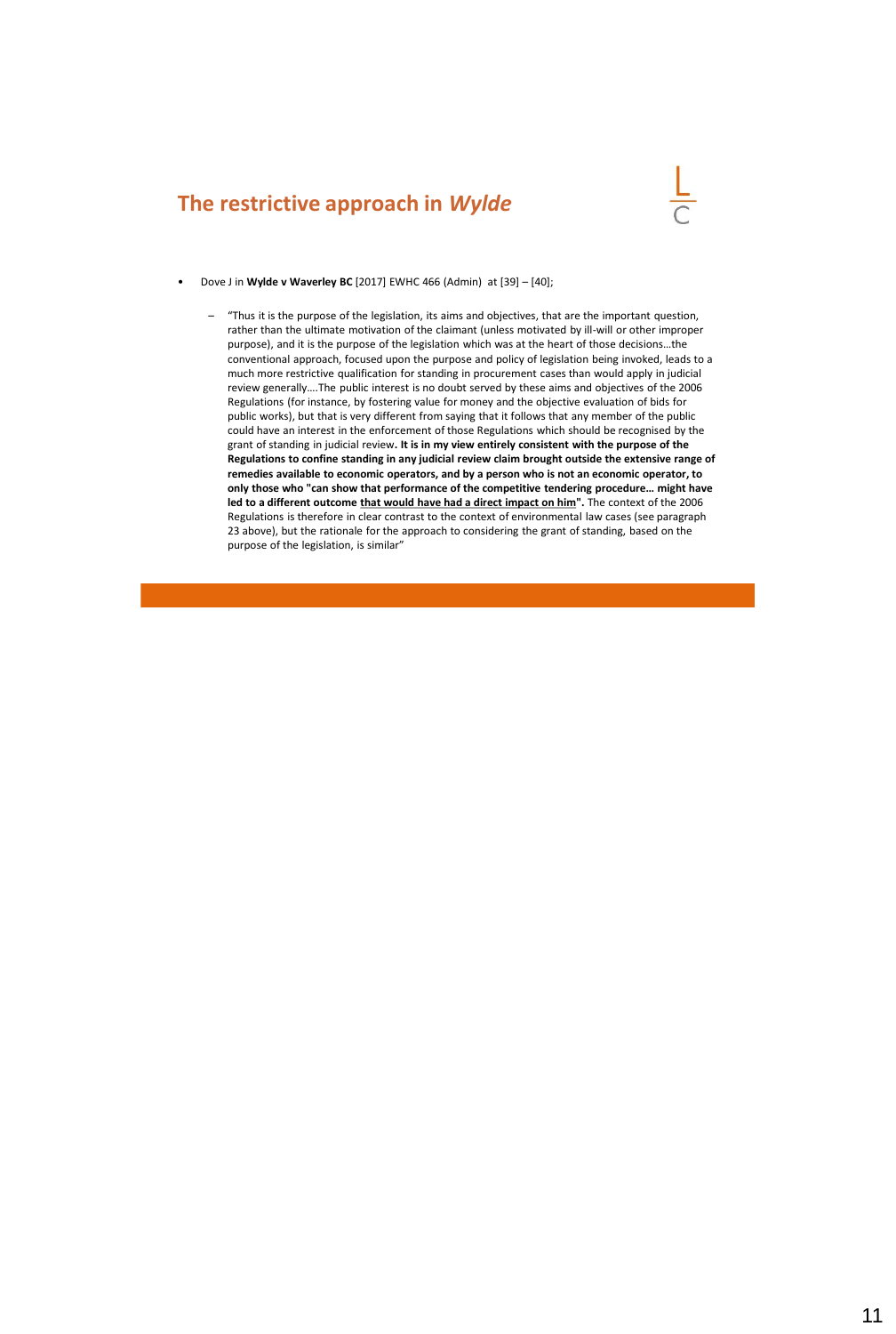## The restrictive approach in *Wylde*

- Dove J in **Wylde v Waverley BC** [2017] EWHC 466 (Admin) at [39] – [40];

  – "Thus it is the purpose of the legislation, its aims and objectives, that are the important question, rather than the ultimate motivation of the claimant (unless motivated by ill-will or other improper purpose), and it is the purpose of the legislation which was at the heart of those decisions…the conventional approach, focused upon the purpose and policy of legislation being invoked, leads to a much more restrictive qualification for standing in procurement cases than would apply in judicial review generally….The public interest is no doubt served by these aims and objectives of the 2006 Regulations (for instance, by fostering value for money and the objective evaluation of bids for public works), but that is very different from saying that it follows that any member of the public could have an interest in the enforcement of those Regulations which should be recognised by the grant of standing in judicial review**. It is in my view entirely consistent with the purpose of the Regulations to confine standing in any judicial review claim brought outside the extensive range of remedies available to economic operators, and by a person who is not an economic operator, to only those who "can show that performance of the competitive tendering procedure… might have led to a different outcome <u>that would have had a direct impact on him</u>".** The context of the 2006 Regulations is therefore in clear contrast to the context of environmental law cases (see paragraph 23 above), but the rationale for the approach to considering the grant of standing, based on the purpose of the legislation, is similar"